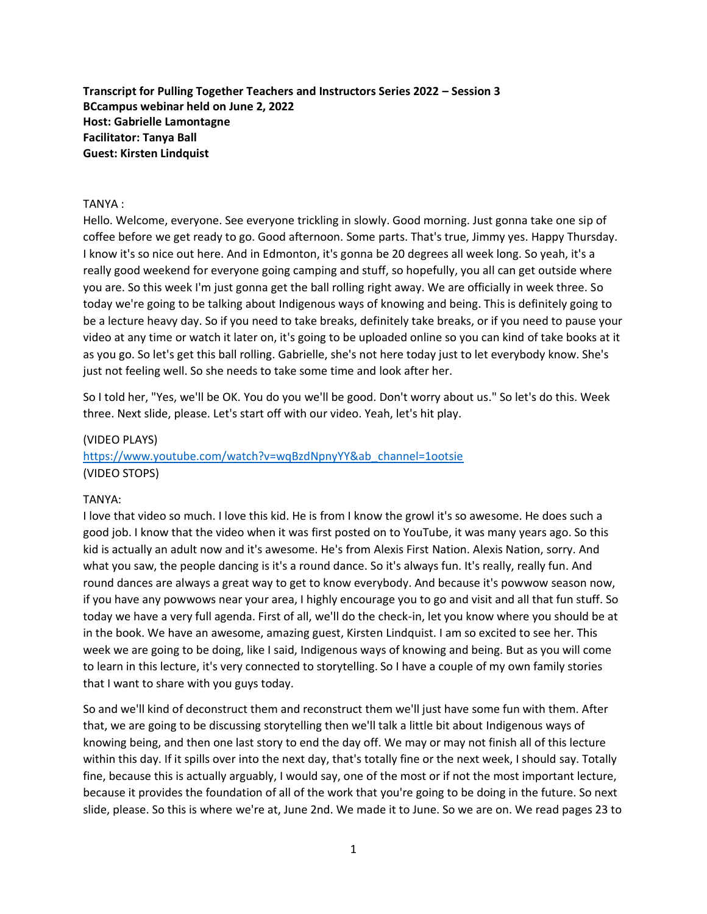**Transcript for Pulling Together Teachers and Instructors Series 2022 – Session 3**
**BCcampus webinar held on June 2, 2022**
**Host: Gabrielle Lamontagne**
**Facilitator: Tanya Ball**
**Guest: Kirsten Lindquist**

TANYA :
Hello. Welcome, everyone. See everyone trickling in slowly. Good morning. Just gonna take one sip of coffee before we get ready to go. Good afternoon. Some parts. That's true, Jimmy yes. Happy Thursday. I know it's so nice out here. And in Edmonton, it's gonna be 20 degrees all week long. So yeah, it's a really good weekend for everyone going camping and stuff, so hopefully, you all can get outside where you are. So this week I'm just gonna get the ball rolling right away. We are officially in week three. So today we're going to be talking about Indigenous ways of knowing and being. This is definitely going to be a lecture heavy day. So if you need to take breaks, definitely take breaks, or if you need to pause your video at any time or watch it later on, it's going to be uploaded online so you can kind of take books at it as you go. So let's get this ball rolling. Gabrielle, she's not here today just to let everybody know. She's just not feeling well. So she needs to take some time and look after her.

So I told her, "Yes, we'll be OK. You do you we'll be good. Don't worry about us." So let's do this. Week three. Next slide, please. Let's start off with our video. Yeah, let's hit play.

(VIDEO PLAYS)
[https://www.youtube.com/watch?v=wqBzdNpnyYY&ab_channel=1ootsie](https://www.youtube.com/watch?v=wqBzdNpnyYY&ab_channel=1ootsie)
(VIDEO STOPS)

TANYA:
I love that video so much. I love this kid. He is from I know the growl it's so awesome. He does such a good job. I know that the video when it was first posted on to YouTube, it was many years ago. So this kid is actually an adult now and it's awesome. He's from Alexis First Nation. Alexis Nation, sorry. And what you saw, the people dancing is it's a round dance. So it's always fun. It's really, really fun. And round dances are always a great way to get to know everybody. And because it's powwow season now, if you have any powwows near your area, I highly encourage you to go and visit and all that fun stuff. So today we have a very full agenda. First of all, we'll do the check-in, let you know where you should be at in the book. We have an awesome, amazing guest, Kirsten Lindquist. I am so excited to see her. This week we are going to be doing, like I said, Indigenous ways of knowing and being. But as you will come to learn in this lecture, it's very connected to storytelling. So I have a couple of my own family stories that I want to share with you guys today.

So and we'll kind of deconstruct them and reconstruct them we'll just have some fun with them. After that, we are going to be discussing storytelling then we'll talk a little bit about Indigenous ways of knowing being, and then one last story to end the day off. We may or may not finish all of this lecture within this day. If it spills over into the next day, that's totally fine or the next week, I should say. Totally fine, because this is actually arguably, I would say, one of the most or if not the most important lecture, because it provides the foundation of all of the work that you're going to be doing in the future. So next slide, please. So this is where we're at, June 2nd. We made it to June. So we are on. We read pages 23 to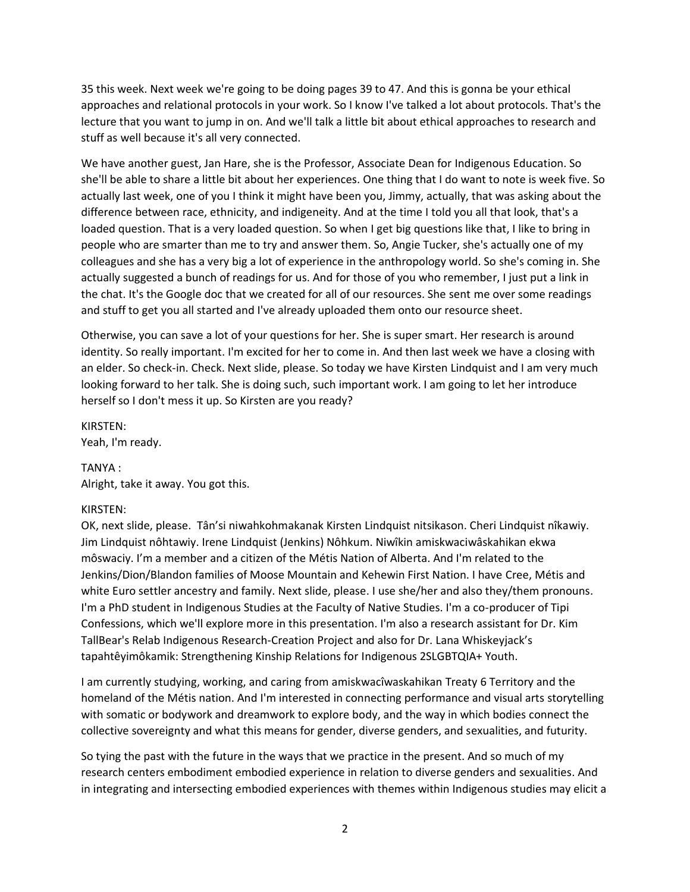35 this week. Next week we're going to be doing pages 39 to 47. And this is gonna be your ethical approaches and relational protocols in your work. So I know I've talked a lot about protocols. That's the lecture that you want to jump in on. And we'll talk a little bit about ethical approaches to research and stuff as well because it's all very connected.

We have another guest, Jan Hare, she is the Professor, Associate Dean for Indigenous Education. So she'll be able to share a little bit about her experiences. One thing that I do want to note is week five. So actually last week, one of you I think it might have been you, Jimmy, actually, that was asking about the difference between race, ethnicity, and indigeneity. And at the time I told you all that look, that's a loaded question. That is a very loaded question. So when I get big questions like that, I like to bring in people who are smarter than me to try and answer them. So, Angie Tucker, she's actually one of my colleagues and she has a very big a lot of experience in the anthropology world. So she's coming in. She actually suggested a bunch of readings for us. And for those of you who remember, I just put a link in the chat. It's the Google doc that we created for all of our resources. She sent me over some readings and stuff to get you all started and I've already uploaded them onto our resource sheet.

Otherwise, you can save a lot of your questions for her. She is super smart. Her research is around identity. So really important. I'm excited for her to come in. And then last week we have a closing with an elder. So check-in. Check. Next slide, please. So today we have Kirsten Lindquist and I am very much looking forward to her talk. She is doing such, such important work. I am going to let her introduce herself so I don't mess it up. So Kirsten are you ready?

KIRSTEN:
Yeah, I'm ready.

TANYA :
Alright, take it away. You got this.

KIRSTEN:
OK, next slide, please. Tân'si niwahkohmakanak Kirsten Lindquist nitsikason. Cheri Lindquist nîkawiy. Jim Lindquist nôhtawiy. Irene Lindquist (Jenkins) Nôhkum. Niwîkin amiskwaciwâskahikan ekwa môswaciy. I'm a member and a citizen of the Métis Nation of Alberta. And I'm related to the Jenkins/Dion/Blandon families of Moose Mountain and Kehewin First Nation. I have Cree, Métis and white Euro settler ancestry and family. Next slide, please. I use she/her and also they/them pronouns. I'm a PhD student in Indigenous Studies at the Faculty of Native Studies. I'm a co-producer of Tipi Confessions, which we'll explore more in this presentation. I'm also a research assistant for Dr. Kim TallBear's Relab Indigenous Research-Creation Project and also for Dr. Lana Whiskeyjack's tapahtêyimôkamik: Strengthening Kinship Relations for Indigenous 2SLGBTQIA+ Youth.

I am currently studying, working, and caring from amiskwacîwaskahikan Treaty 6 Territory and the homeland of the Métis nation. And I'm interested in connecting performance and visual arts storytelling with somatic or bodywork and dreamwork to explore body, and the way in which bodies connect the collective sovereignty and what this means for gender, diverse genders, and sexualities, and futurity.

So tying the past with the future in the ways that we practice in the present. And so much of my research centers embodiment embodied experience in relation to diverse genders and sexualities. And in integrating and intersecting embodied experiences with themes within Indigenous studies may elicit a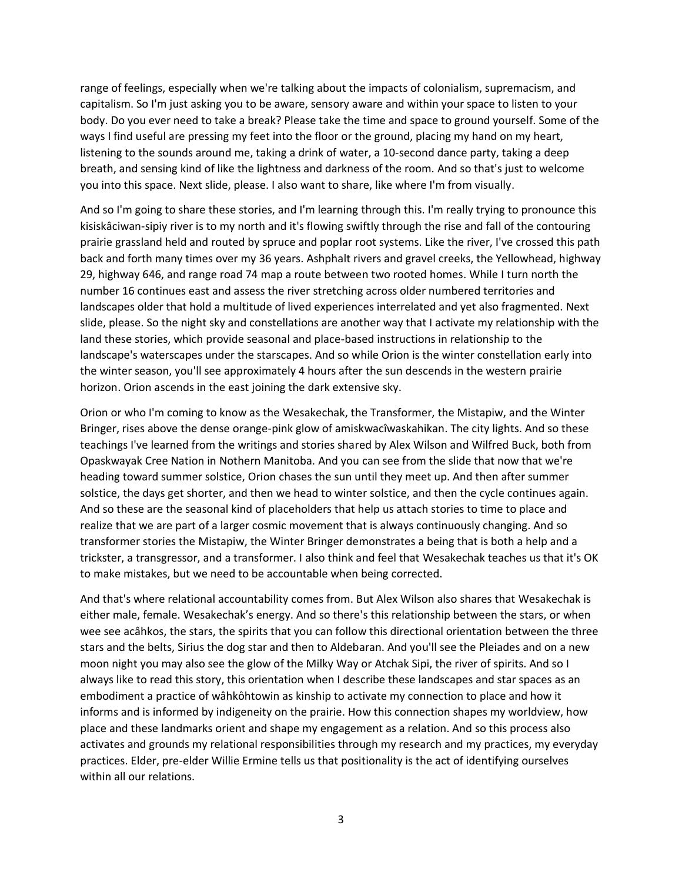range of feelings, especially when we're talking about the impacts of colonialism, supremacism, and capitalism. So I'm just asking you to be aware, sensory aware and within your space to listen to your body. Do you ever need to take a break? Please take the time and space to ground yourself. Some of the ways I find useful are pressing my feet into the floor or the ground, placing my hand on my heart, listening to the sounds around me, taking a drink of water, a 10-second dance party, taking a deep breath, and sensing kind of like the lightness and darkness of the room. And so that's just to welcome you into this space. Next slide, please. I also want to share, like where I'm from visually.

And so I'm going to share these stories, and I'm learning through this. I'm really trying to pronounce this kisiskâciwan-sipiy river is to my north and it's flowing swiftly through the rise and fall of the contouring prairie grassland held and routed by spruce and poplar root systems. Like the river, I've crossed this path back and forth many times over my 36 years. Ashphalt rivers and gravel creeks, the Yellowhead, highway 29, highway 646, and range road 74 map a route between two rooted homes. While I turn north the number 16 continues east and assess the river stretching across older numbered territories and landscapes older that hold a multitude of lived experiences interrelated and yet also fragmented. Next slide, please. So the night sky and constellations are another way that I activate my relationship with the land these stories, which provide seasonal and place-based instructions in relationship to the landscape's waterscapes under the starscapes. And so while Orion is the winter constellation early into the winter season, you'll see approximately 4 hours after the sun descends in the western prairie horizon. Orion ascends in the east joining the dark extensive sky.

Orion or who I'm coming to know as the Wesakechak, the Transformer, the Mistapiw, and the Winter Bringer, rises above the dense orange-pink glow of amiskwacîwaskahikan. The city lights. And so these teachings I've learned from the writings and stories shared by Alex Wilson and Wilfred Buck, both from Opaskwayak Cree Nation in Nothern Manitoba. And you can see from the slide that now that we're heading toward summer solstice, Orion chases the sun until they meet up. And then after summer solstice, the days get shorter, and then we head to winter solstice, and then the cycle continues again. And so these are the seasonal kind of placeholders that help us attach stories to time to place and realize that we are part of a larger cosmic movement that is always continuously changing. And so transformer stories the Mistapiw, the Winter Bringer demonstrates a being that is both a help and a trickster, a transgressor, and a transformer. I also think and feel that Wesakechak teaches us that it's OK to make mistakes, but we need to be accountable when being corrected.

And that's where relational accountability comes from. But Alex Wilson also shares that Wesakechak is either male, female. Wesakechak's energy. And so there's this relationship between the stars, or when wee see acâhkos, the stars, the spirits that you can follow this directional orientation between the three stars and the belts, Sirius the dog star and then to Aldebaran. And you'll see the Pleiades and on a new moon night you may also see the glow of the Milky Way or Atchak Sipi, the river of spirits. And so I always like to read this story, this orientation when I describe these landscapes and star spaces as an embodiment a practice of wâhkôhtowin as kinship to activate my connection to place and how it informs and is informed by indigeneity on the prairie. How this connection shapes my worldview, how place and these landmarks orient and shape my engagement as a relation. And so this process also activates and grounds my relational responsibilities through my research and my practices, my everyday practices. Elder, pre-elder Willie Ermine tells us that positionality is the act of identifying ourselves within all our relations.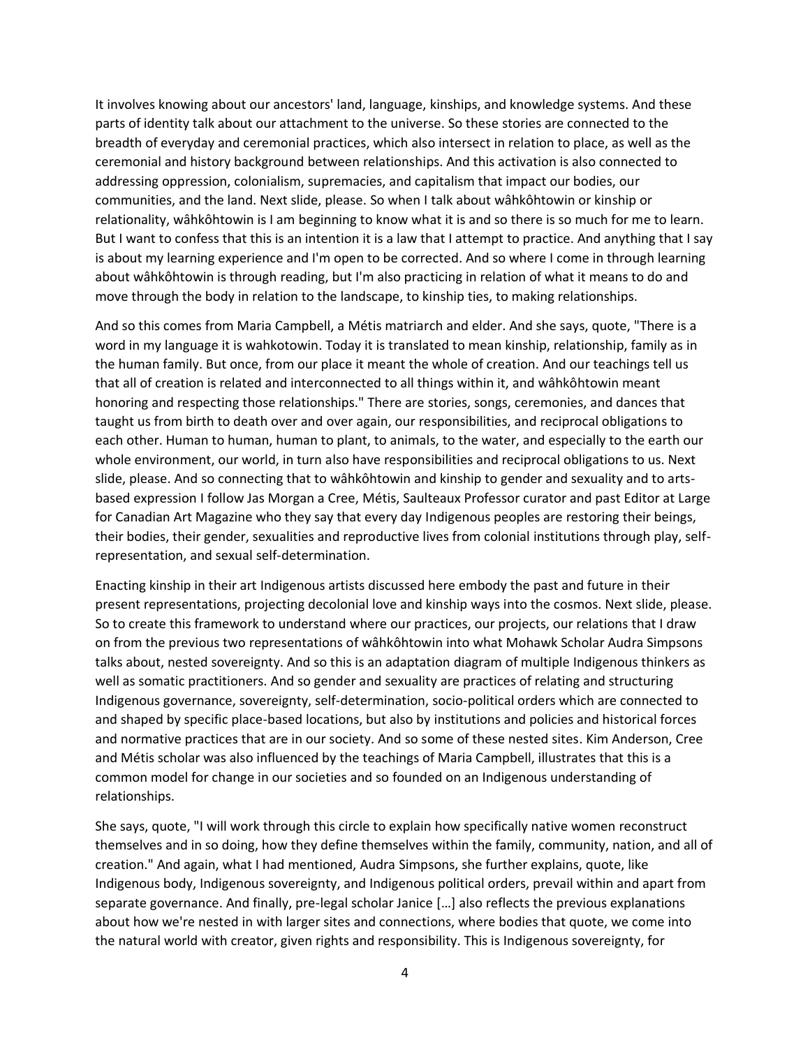It involves knowing about our ancestors' land, language, kinships, and knowledge systems. And these parts of identity talk about our attachment to the universe. So these stories are connected to the breadth of everyday and ceremonial practices, which also intersect in relation to place, as well as the ceremonial and history background between relationships. And this activation is also connected to addressing oppression, colonialism, supremacies, and capitalism that impact our bodies, our communities, and the land. Next slide, please. So when I talk about wâhkôhtowin or kinship or relationality, wâhkôhtowin is I am beginning to know what it is and so there is so much for me to learn. But I want to confess that this is an intention it is a law that I attempt to practice. And anything that I say is about my learning experience and I'm open to be corrected. And so where I come in through learning about wâhkôhtowin is through reading, but I'm also practicing in relation of what it means to do and move through the body in relation to the landscape, to kinship ties, to making relationships.

And so this comes from Maria Campbell, a Métis matriarch and elder. And she says, quote, "There is a word in my language it is wahkotowin. Today it is translated to mean kinship, relationship, family as in the human family. But once, from our place it meant the whole of creation. And our teachings tell us that all of creation is related and interconnected to all things within it, and wâhkôhtowin meant honoring and respecting those relationships." There are stories, songs, ceremonies, and dances that taught us from birth to death over and over again, our responsibilities, and reciprocal obligations to each other. Human to human, human to plant, to animals, to the water, and especially to the earth our whole environment, our world, in turn also have responsibilities and reciprocal obligations to us. Next slide, please. And so connecting that to wâhkôhtowin and kinship to gender and sexuality and to arts-based expression I follow Jas Morgan a Cree, Métis, Saulteaux Professor curator and past Editor at Large for Canadian Art Magazine who they say that every day Indigenous peoples are restoring their beings, their bodies, their gender, sexualities and reproductive lives from colonial institutions through play, self-representation, and sexual self-determination.

Enacting kinship in their art Indigenous artists discussed here embody the past and future in their present representations, projecting decolonial love and kinship ways into the cosmos. Next slide, please. So to create this framework to understand where our practices, our projects, our relations that I draw on from the previous two representations of wâhkôhtowin into what Mohawk Scholar Audra Simpsons talks about, nested sovereignty. And so this is an adaptation diagram of multiple Indigenous thinkers as well as somatic practitioners. And so gender and sexuality are practices of relating and structuring Indigenous governance, sovereignty, self-determination, socio-political orders which are connected to and shaped by specific place-based locations, but also by institutions and policies and historical forces and normative practices that are in our society. And so some of these nested sites. Kim Anderson, Cree and Métis scholar was also influenced by the teachings of Maria Campbell, illustrates that this is a common model for change in our societies and so founded on an Indigenous understanding of relationships.

She says, quote, "I will work through this circle to explain how specifically native women reconstruct themselves and in so doing, how they define themselves within the family, community, nation, and all of creation." And again, what I had mentioned, Audra Simpsons, she further explains, quote, like Indigenous body, Indigenous sovereignty, and Indigenous political orders, prevail within and apart from separate governance. And finally, pre-legal scholar Janice […] also reflects the previous explanations about how we're nested in with larger sites and connections, where bodies that quote, we come into the natural world with creator, given rights and responsibility. This is Indigenous sovereignty, for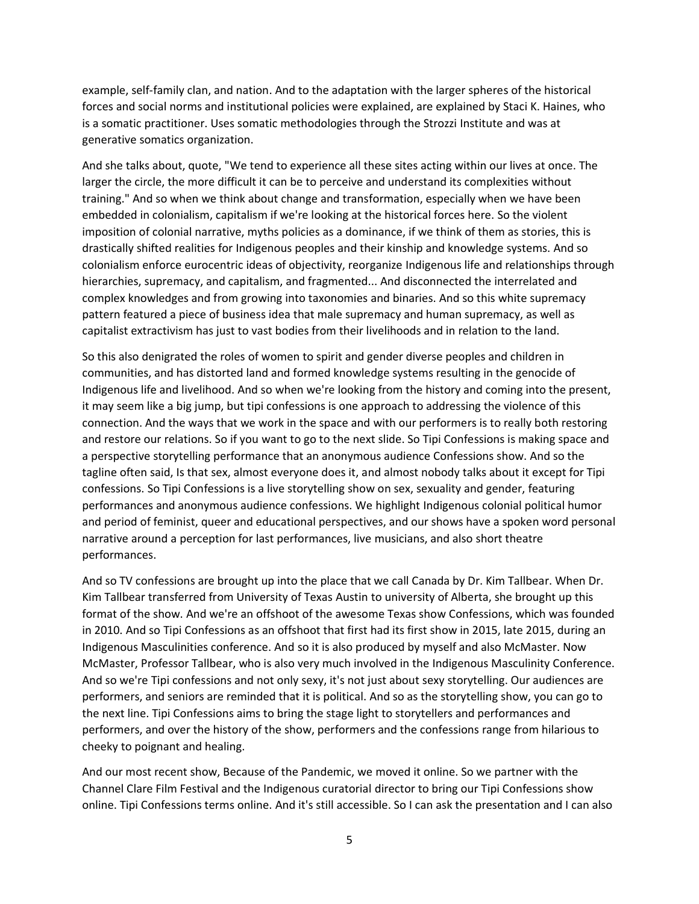example, self-family clan, and nation. And to the adaptation with the larger spheres of the historical forces and social norms and institutional policies were explained, are explained by Staci K. Haines, who is a somatic practitioner. Uses somatic methodologies through the Strozzi Institute and was at generative somatics organization.

And she talks about, quote, "We tend to experience all these sites acting within our lives at once. The larger the circle, the more difficult it can be to perceive and understand its complexities without training." And so when we think about change and transformation, especially when we have been embedded in colonialism, capitalism if we're looking at the historical forces here. So the violent imposition of colonial narrative, myths policies as a dominance, if we think of them as stories, this is drastically shifted realities for Indigenous peoples and their kinship and knowledge systems. And so colonialism enforce eurocentric ideas of objectivity, reorganize Indigenous life and relationships through hierarchies, supremacy, and capitalism, and fragmented... And disconnected the interrelated and complex knowledges and from growing into taxonomies and binaries. And so this white supremacy pattern featured a piece of business idea that male supremacy and human supremacy, as well as capitalist extractivism has just to vast bodies from their livelihoods and in relation to the land.

So this also denigrated the roles of women to spirit and gender diverse peoples and children in communities, and has distorted land and formed knowledge systems resulting in the genocide of Indigenous life and livelihood. And so when we're looking from the history and coming into the present, it may seem like a big jump, but tipi confessions is one approach to addressing the violence of this connection. And the ways that we work in the space and with our performers is to really both restoring and restore our relations. So if you want to go to the next slide. So Tipi Confessions is making space and a perspective storytelling performance that an anonymous audience Confessions show. And so the tagline often said, Is that sex, almost everyone does it, and almost nobody talks about it except for Tipi confessions. So Tipi Confessions is a live storytelling show on sex, sexuality and gender, featuring performances and anonymous audience confessions. We highlight Indigenous colonial political humor and period of feminist, queer and educational perspectives, and our shows have a spoken word personal narrative around a perception for last performances, live musicians, and also short theatre performances.

And so TV confessions are brought up into the place that we call Canada by Dr. Kim Tallbear. When Dr. Kim Tallbear transferred from University of Texas Austin to university of Alberta, she brought up this format of the show. And we're an offshoot of the awesome Texas show Confessions, which was founded in 2010. And so Tipi Confessions as an offshoot that first had its first show in 2015, late 2015, during an Indigenous Masculinities conference. And so it is also produced by myself and also McMaster. Now McMaster, Professor Tallbear, who is also very much involved in the Indigenous Masculinity Conference. And so we're Tipi confessions and not only sexy, it's not just about sexy storytelling. Our audiences are performers, and seniors are reminded that it is political. And so as the storytelling show, you can go to the next line. Tipi Confessions aims to bring the stage light to storytellers and performances and performers, and over the history of the show, performers and the confessions range from hilarious to cheeky to poignant and healing.

And our most recent show, Because of the Pandemic, we moved it online. So we partner with the Channel Clare Film Festival and the Indigenous curatorial director to bring our Tipi Confessions show online. Tipi Confessions terms online. And it's still accessible. So I can ask the presentation and I can also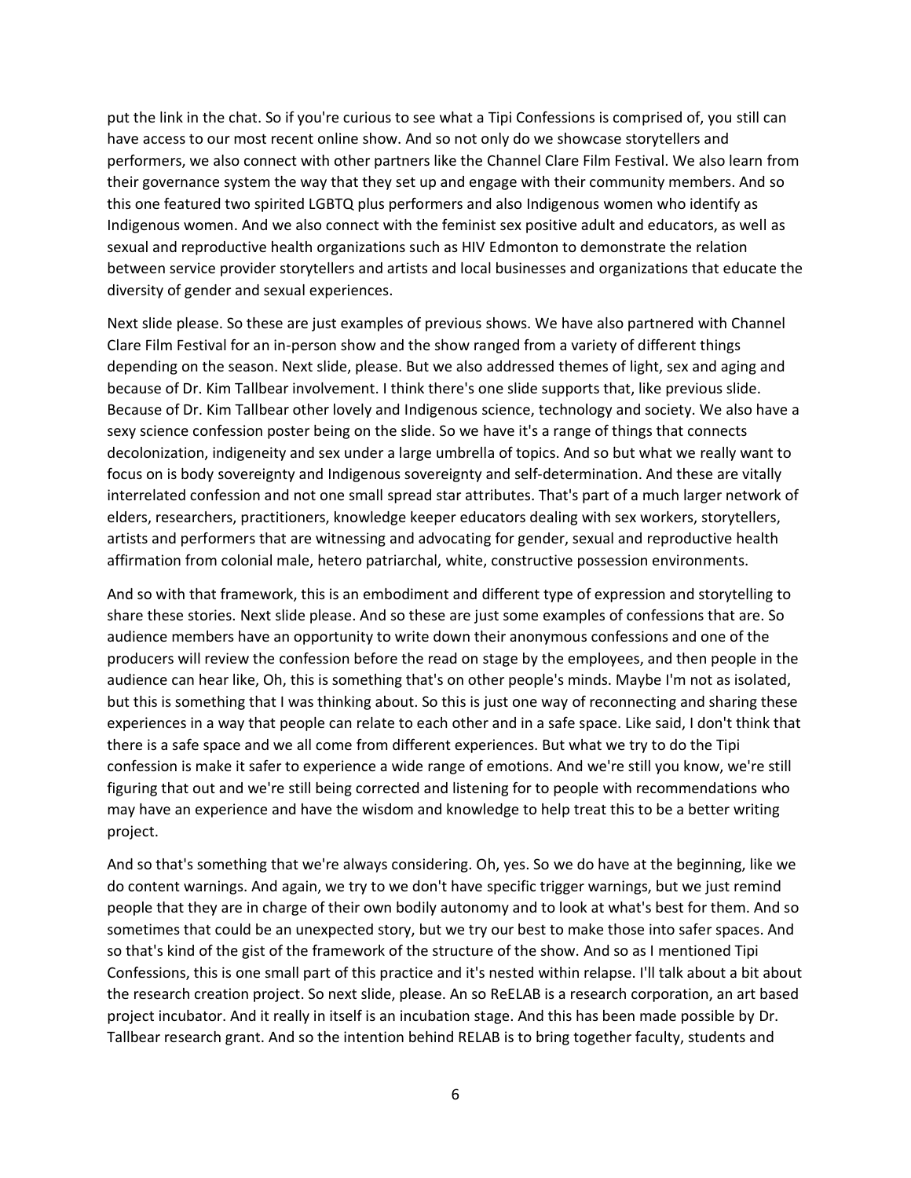put the link in the chat. So if you're curious to see what a Tipi Confessions is comprised of, you still can have access to our most recent online show. And so not only do we showcase storytellers and performers, we also connect with other partners like the Channel Clare Film Festival. We also learn from their governance system the way that they set up and engage with their community members. And so this one featured two spirited LGBTQ plus performers and also Indigenous women who identify as Indigenous women. And we also connect with the feminist sex positive adult and educators, as well as sexual and reproductive health organizations such as HIV Edmonton to demonstrate the relation between service provider storytellers and artists and local businesses and organizations that educate the diversity of gender and sexual experiences.

Next slide please. So these are just examples of previous shows. We have also partnered with Channel Clare Film Festival for an in-person show and the show ranged from a variety of different things depending on the season. Next slide, please. But we also addressed themes of light, sex and aging and because of Dr. Kim Tallbear involvement. I think there's one slide supports that, like previous slide. Because of Dr. Kim Tallbear other lovely and Indigenous science, technology and society. We also have a sexy science confession poster being on the slide. So we have it's a range of things that connects decolonization, indigeneity and sex under a large umbrella of topics. And so but what we really want to focus on is body sovereignty and Indigenous sovereignty and self-determination. And these are vitally interrelated confession and not one small spread star attributes. That's part of a much larger network of elders, researchers, practitioners, knowledge keeper educators dealing with sex workers, storytellers, artists and performers that are witnessing and advocating for gender, sexual and reproductive health affirmation from colonial male, hetero patriarchal, white, constructive possession environments.

And so with that framework, this is an embodiment and different type of expression and storytelling to share these stories. Next slide please. And so these are just some examples of confessions that are. So audience members have an opportunity to write down their anonymous confessions and one of the producers will review the confession before the read on stage by the employees, and then people in the audience can hear like, Oh, this is something that's on other people's minds. Maybe I'm not as isolated, but this is something that I was thinking about. So this is just one way of reconnecting and sharing these experiences in a way that people can relate to each other and in a safe space. Like said, I don't think that there is a safe space and we all come from different experiences. But what we try to do the Tipi confession is make it safer to experience a wide range of emotions. And we're still you know, we're still figuring that out and we're still being corrected and listening for to people with recommendations who may have an experience and have the wisdom and knowledge to help treat this to be a better writing project.

And so that's something that we're always considering. Oh, yes. So we do have at the beginning, like we do content warnings. And again, we try to we don't have specific trigger warnings, but we just remind people that they are in charge of their own bodily autonomy and to look at what's best for them. And so sometimes that could be an unexpected story, but we try our best to make those into safer spaces. And so that's kind of the gist of the framework of the structure of the show. And so as I mentioned Tipi Confessions, this is one small part of this practice and it's nested within relapse. I'll talk about a bit about the research creation project. So next slide, please. An so ReELAB is a research corporation, an art based project incubator. And it really in itself is an incubation stage. And this has been made possible by Dr. Tallbear research grant. And so the intention behind RELAB is to bring together faculty, students and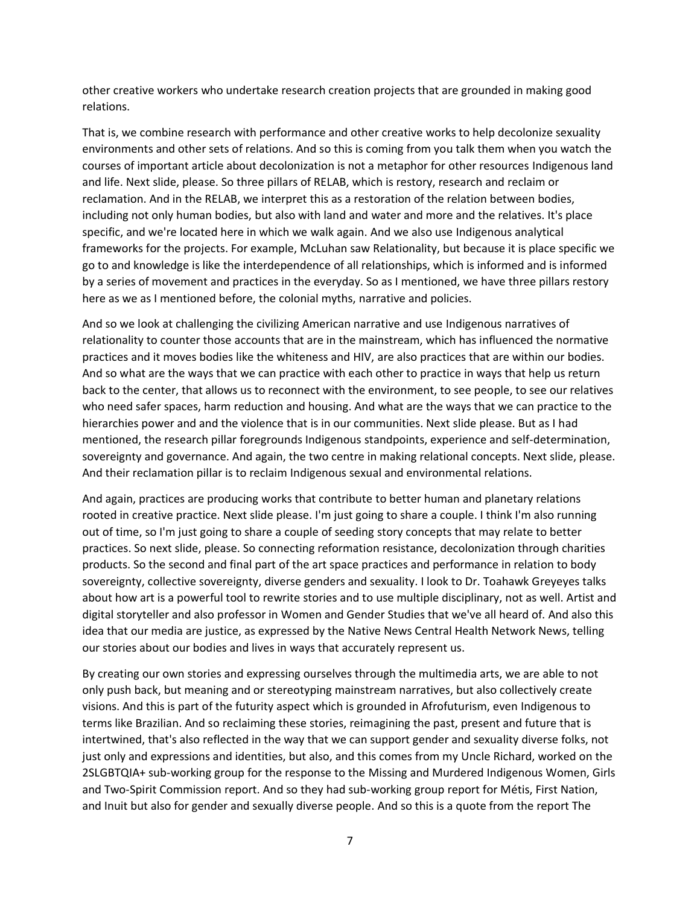other creative workers who undertake research creation projects that are grounded in making good relations.

That is, we combine research with performance and other creative works to help decolonize sexuality environments and other sets of relations. And so this is coming from you talk them when you watch the courses of important article about decolonization is not a metaphor for other resources Indigenous land and life. Next slide, please. So three pillars of RELAB, which is restory, research and reclaim or reclamation. And in the RELAB, we interpret this as a restoration of the relation between bodies, including not only human bodies, but also with land and water and more and the relatives. It's place specific, and we're located here in which we walk again. And we also use Indigenous analytical frameworks for the projects. For example, McLuhan saw Relationality, but because it is place specific we go to and knowledge is like the interdependence of all relationships, which is informed and is informed by a series of movement and practices in the everyday. So as I mentioned, we have three pillars restory here as we as I mentioned before, the colonial myths, narrative and policies.

And so we look at challenging the civilizing American narrative and use Indigenous narratives of relationality to counter those accounts that are in the mainstream, which has influenced the normative practices and it moves bodies like the whiteness and HIV, are also practices that are within our bodies. And so what are the ways that we can practice with each other to practice in ways that help us return back to the center, that allows us to reconnect with the environment, to see people, to see our relatives who need safer spaces, harm reduction and housing. And what are the ways that we can practice to the hierarchies power and and the violence that is in our communities. Next slide please. But as I had mentioned, the research pillar foregrounds Indigenous standpoints, experience and self-determination, sovereignty and governance. And again, the two centre in making relational concepts. Next slide, please. And their reclamation pillar is to reclaim Indigenous sexual and environmental relations.

And again, practices are producing works that contribute to better human and planetary relations rooted in creative practice. Next slide please. I'm just going to share a couple. I think I'm also running out of time, so I'm just going to share a couple of seeding story concepts that may relate to better practices. So next slide, please. So connecting reformation resistance, decolonization through charities products. So the second and final part of the art space practices and performance in relation to body sovereignty, collective sovereignty, diverse genders and sexuality. I look to Dr. Toahawk Greyeyes talks about how art is a powerful tool to rewrite stories and to use multiple disciplinary, not as well. Artist and digital storyteller and also professor in Women and Gender Studies that we've all heard of. And also this idea that our media are justice, as expressed by the Native News Central Health Network News, telling our stories about our bodies and lives in ways that accurately represent us.

By creating our own stories and expressing ourselves through the multimedia arts, we are able to not only push back, but meaning and or stereotyping mainstream narratives, but also collectively create visions. And this is part of the futurity aspect which is grounded in Afrofuturism, even Indigenous to terms like Brazilian. And so reclaiming these stories, reimagining the past, present and future that is intertwined, that's also reflected in the way that we can support gender and sexuality diverse folks, not just only and expressions and identities, but also, and this comes from my Uncle Richard, worked on the 2SLGBTQIA+ sub-working group for the response to the Missing and Murdered Indigenous Women, Girls and Two-Spirit Commission report. And so they had sub-working group report for Métis, First Nation, and Inuit but also for gender and sexually diverse people. And so this is a quote from the report The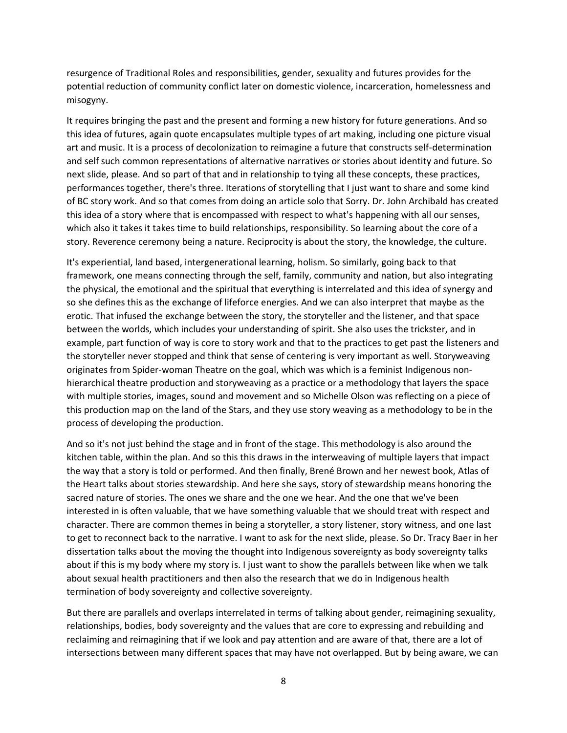resurgence of Traditional Roles and responsibilities, gender, sexuality and futures provides for the potential reduction of community conflict later on domestic violence, incarceration, homelessness and misogyny.

It requires bringing the past and the present and forming a new history for future generations. And so this idea of futures, again quote encapsulates multiple types of art making, including one picture visual art and music. It is a process of decolonization to reimagine a future that constructs self-determination and self such common representations of alternative narratives or stories about identity and future. So next slide, please. And so part of that and in relationship to tying all these concepts, these practices, performances together, there's three. Iterations of storytelling that I just want to share and some kind of BC story work. And so that comes from doing an article solo that Sorry. Dr. John Archibald has created this idea of a story where that is encompassed with respect to what's happening with all our senses, which also it takes it takes time to build relationships, responsibility. So learning about the core of a story. Reverence ceremony being a nature. Reciprocity is about the story, the knowledge, the culture.

It's experiential, land based, intergenerational learning, holism. So similarly, going back to that framework, one means connecting through the self, family, community and nation, but also integrating the physical, the emotional and the spiritual that everything is interrelated and this idea of synergy and so she defines this as the exchange of lifeforce energies. And we can also interpret that maybe as the erotic. That infused the exchange between the story, the storyteller and the listener, and that space between the worlds, which includes your understanding of spirit. She also uses the trickster, and in example, part function of way is core to story work and that to the practices to get past the listeners and the storyteller never stopped and think that sense of centering is very important as well. Storyweaving originates from Spider-woman Theatre on the goal, which was which is a feminist Indigenous non-hierarchical theatre production and storyweaving as a practice or a methodology that layers the space with multiple stories, images, sound and movement and so Michelle Olson was reflecting on a piece of this production map on the land of the Stars, and they use story weaving as a methodology to be in the process of developing the production.

And so it's not just behind the stage and in front of the stage. This methodology is also around the kitchen table, within the plan. And so this this draws in the interweaving of multiple layers that impact the way that a story is told or performed. And then finally, Brené Brown and her newest book, Atlas of the Heart talks about stories stewardship. And here she says, story of stewardship means honoring the sacred nature of stories. The ones we share and the one we hear. And the one that we've been interested in is often valuable, that we have something valuable that we should treat with respect and character. There are common themes in being a storyteller, a story listener, story witness, and one last to get to reconnect back to the narrative. I want to ask for the next slide, please. So Dr. Tracy Baer in her dissertation talks about the moving the thought into Indigenous sovereignty as body sovereignty talks about if this is my body where my story is. I just want to show the parallels between like when we talk about sexual health practitioners and then also the research that we do in Indigenous health termination of body sovereignty and collective sovereignty.

But there are parallels and overlaps interrelated in terms of talking about gender, reimagining sexuality, relationships, bodies, body sovereignty and the values that are core to expressing and rebuilding and reclaiming and reimagining that if we look and pay attention and are aware of that, there are a lot of intersections between many different spaces that may have not overlapped. But by being aware, we can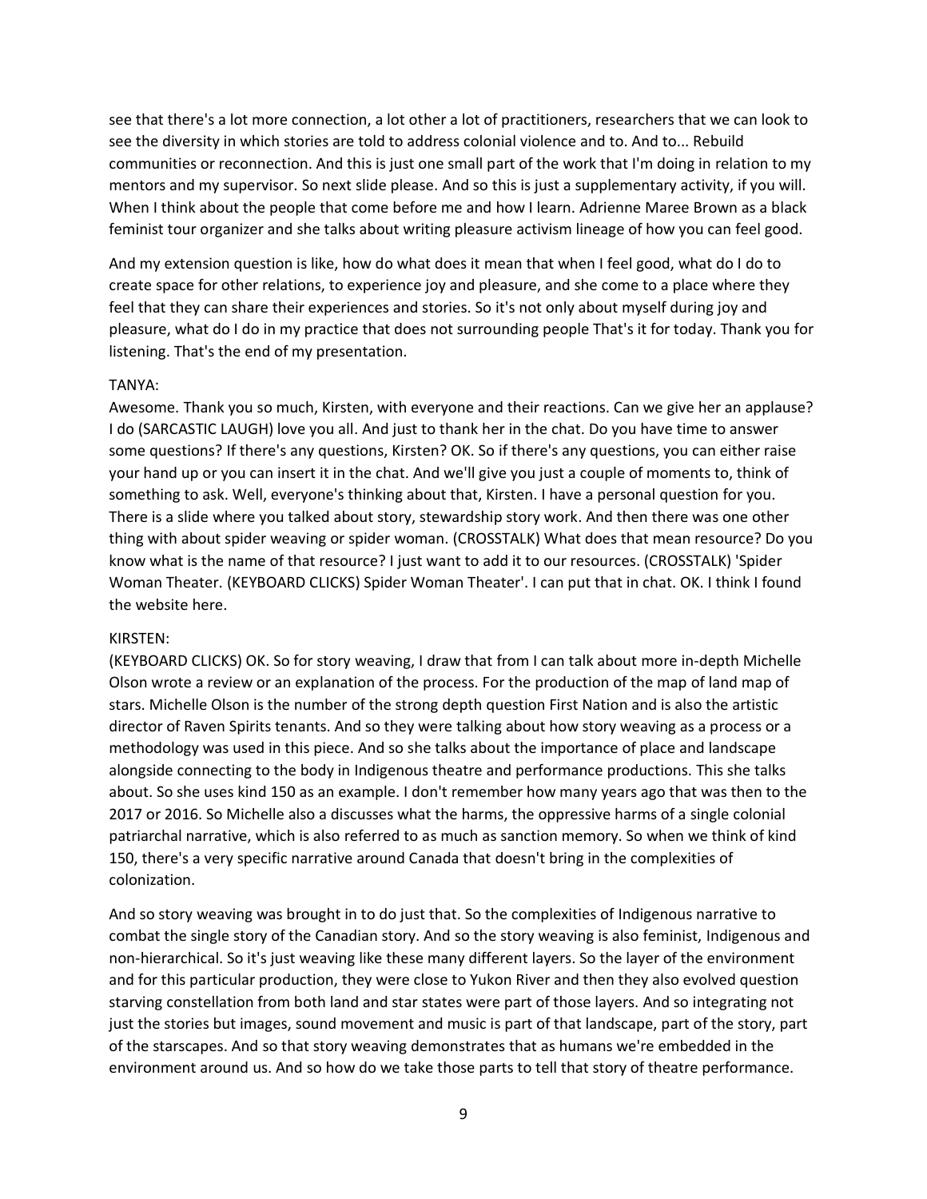see that there's a lot more connection, a lot other a lot of practitioners, researchers that we can look to see the diversity in which stories are told to address colonial violence and to. And to... Rebuild communities or reconnection. And this is just one small part of the work that I'm doing in relation to my mentors and my supervisor. So next slide please. And so this is just a supplementary activity, if you will. When I think about the people that come before me and how I learn. Adrienne Maree Brown as a black feminist tour organizer and she talks about writing pleasure activism lineage of how you can feel good.

And my extension question is like, how do what does it mean that when I feel good, what do I do to create space for other relations, to experience joy and pleasure, and she come to a place where they feel that they can share their experiences and stories. So it's not only about myself during joy and pleasure, what do I do in my practice that does not surrounding people That's it for today. Thank you for listening. That's the end of my presentation.

TANYA:
Awesome. Thank you so much, Kirsten, with everyone and their reactions. Can we give her an applause? I do (SARCASTIC LAUGH) love you all. And just to thank her in the chat. Do you have time to answer some questions? If there's any questions, Kirsten? OK. So if there's any questions, you can either raise your hand up or you can insert it in the chat. And we'll give you just a couple of moments to, think of something to ask. Well, everyone's thinking about that, Kirsten. I have a personal question for you. There is a slide where you talked about story, stewardship story work. And then there was one other thing with about spider weaving or spider woman. (CROSSTALK) What does that mean resource? Do you know what is the name of that resource? I just want to add it to our resources. (CROSSTALK) 'Spider Woman Theater. (KEYBOARD CLICKS) Spider Woman Theater'. I can put that in chat. OK. I think I found the website here.

KIRSTEN:
(KEYBOARD CLICKS) OK. So for story weaving, I draw that from I can talk about more in-depth Michelle Olson wrote a review or an explanation of the process. For the production of the map of land map of stars. Michelle Olson is the number of the strong depth question First Nation and is also the artistic director of Raven Spirits tenants. And so they were talking about how story weaving as a process or a methodology was used in this piece. And so she talks about the importance of place and landscape alongside connecting to the body in Indigenous theatre and performance productions. This she talks about. So she uses kind 150 as an example. I don't remember how many years ago that was then to the 2017 or 2016. So Michelle also a discusses what the harms, the oppressive harms of a single colonial patriarchal narrative, which is also referred to as much as sanction memory. So when we think of kind 150, there's a very specific narrative around Canada that doesn't bring in the complexities of colonization.

And so story weaving was brought in to do just that. So the complexities of Indigenous narrative to combat the single story of the Canadian story. And so the story weaving is also feminist, Indigenous and non-hierarchical. So it's just weaving like these many different layers. So the layer of the environment and for this particular production, they were close to Yukon River and then they also evolved question starving constellation from both land and star states were part of those layers. And so integrating not just the stories but images, sound movement and music is part of that landscape, part of the story, part of the starscapes. And so that story weaving demonstrates that as humans we're embedded in the environment around us. And so how do we take those parts to tell that story of theatre performance.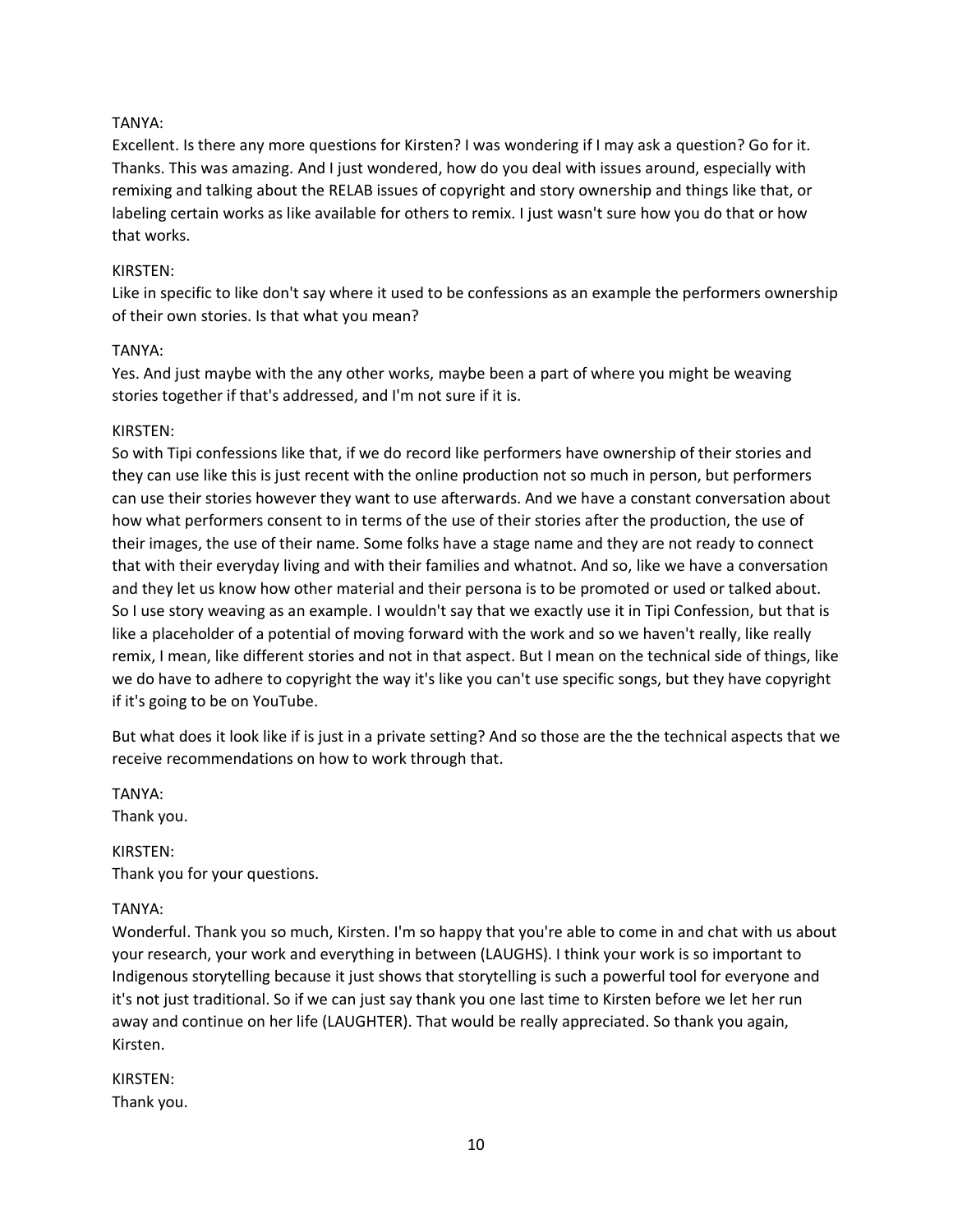TANYA:
Excellent. Is there any more questions for Kirsten? I was wondering if I may ask a question? Go for it. Thanks. This was amazing. And I just wondered, how do you deal with issues around, especially with remixing and talking about the RELAB issues of copyright and story ownership and things like that, or labeling certain works as like available for others to remix. I just wasn't sure how you do that or how that works.

KIRSTEN:
Like in specific to like don't say where it used to be confessions as an example the performers ownership of their own stories. Is that what you mean?

TANYA:
Yes. And just maybe with the any other works, maybe been a part of where you might be weaving stories together if that's addressed, and I'm not sure if it is.

KIRSTEN:
So with Tipi confessions like that, if we do record like performers have ownership of their stories and they can use like this is just recent with the online production not so much in person, but performers can use their stories however they want to use afterwards. And we have a constant conversation about how what performers consent to in terms of the use of their stories after the production, the use of their images, the use of their name. Some folks have a stage name and they are not ready to connect that with their everyday living and with their families and whatnot. And so, like we have a conversation and they let us know how other material and their persona is to be promoted or used or talked about. So I use story weaving as an example. I wouldn't say that we exactly use it in Tipi Confession, but that is like a placeholder of a potential of moving forward with the work and so we haven't really, like really remix, I mean, like different stories and not in that aspect. But I mean on the technical side of things, like we do have to adhere to copyright the way it's like you can't use specific songs, but they have copyright if it's going to be on YouTube.

But what does it look like if is just in a private setting? And so those are the the technical aspects that we receive recommendations on how to work through that.

TANYA:
Thank you.

KIRSTEN:
Thank you for your questions.

TANYA:
Wonderful. Thank you so much, Kirsten. I'm so happy that you're able to come in and chat with us about your research, your work and everything in between (LAUGHS). I think your work is so important to Indigenous storytelling because it just shows that storytelling is such a powerful tool for everyone and it's not just traditional. So if we can just say thank you one last time to Kirsten before we let her run away and continue on her life (LAUGHTER). That would be really appreciated. So thank you again, Kirsten.

KIRSTEN:
Thank you.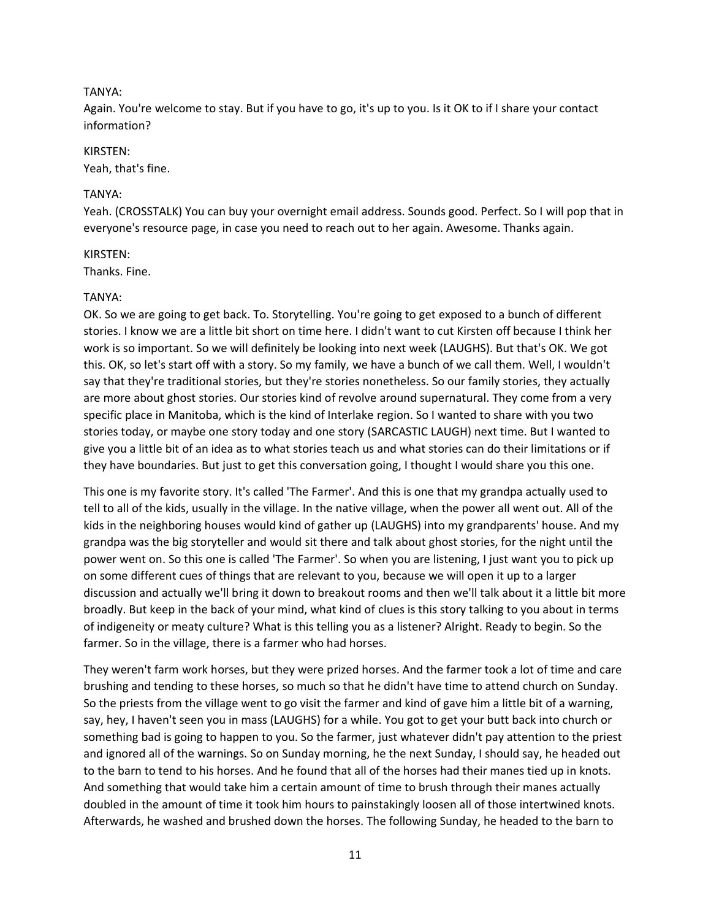TANYA:
Again. You're welcome to stay. But if you have to go, it's up to you. Is it OK to if I share your contact information?

KIRSTEN:
Yeah, that's fine.

TANYA:
Yeah. (CROSSTALK) You can buy your overnight email address. Sounds good. Perfect. So I will pop that in everyone's resource page, in case you need to reach out to her again. Awesome. Thanks again.

KIRSTEN:
Thanks. Fine.

TANYA:
OK. So we are going to get back. To. Storytelling. You're going to get exposed to a bunch of different stories. I know we are a little bit short on time here. I didn't want to cut Kirsten off because I think her work is so important. So we will definitely be looking into next week (LAUGHS). But that's OK. We got this. OK, so let's start off with a story. So my family, we have a bunch of we call them. Well, I wouldn't say that they're traditional stories, but they're stories nonetheless. So our family stories, they actually are more about ghost stories. Our stories kind of revolve around supernatural. They come from a very specific place in Manitoba, which is the kind of Interlake region. So I wanted to share with you two stories today, or maybe one story today and one story (SARCASTIC LAUGH) next time. But I wanted to give you a little bit of an idea as to what stories teach us and what stories can do their limitations or if they have boundaries. But just to get this conversation going, I thought I would share you this one.

This one is my favorite story. It's called 'The Farmer'. And this is one that my grandpa actually used to tell to all of the kids, usually in the village. In the native village, when the power all went out. All of the kids in the neighboring houses would kind of gather up (LAUGHS) into my grandparents' house. And my grandpa was the big storyteller and would sit there and talk about ghost stories, for the night until the power went on. So this one is called 'The Farmer'. So when you are listening, I just want you to pick up on some different cues of things that are relevant to you, because we will open it up to a larger discussion and actually we'll bring it down to breakout rooms and then we'll talk about it a little bit more broadly. But keep in the back of your mind, what kind of clues is this story talking to you about in terms of indigeneity or meaty culture? What is this telling you as a listener? Alright. Ready to begin. So the farmer. So in the village, there is a farmer who had horses.

They weren't farm work horses, but they were prized horses. And the farmer took a lot of time and care brushing and tending to these horses, so much so that he didn't have time to attend church on Sunday. So the priests from the village went to go visit the farmer and kind of gave him a little bit of a warning, say, hey, I haven't seen you in mass (LAUGHS) for a while. You got to get your butt back into church or something bad is going to happen to you. So the farmer, just whatever didn't pay attention to the priest and ignored all of the warnings. So on Sunday morning, he the next Sunday, I should say, he headed out to the barn to tend to his horses. And he found that all of the horses had their manes tied up in knots. And something that would take him a certain amount of time to brush through their manes actually doubled in the amount of time it took him hours to painstakingly loosen all of those intertwined knots. Afterwards, he washed and brushed down the horses. The following Sunday, he headed to the barn to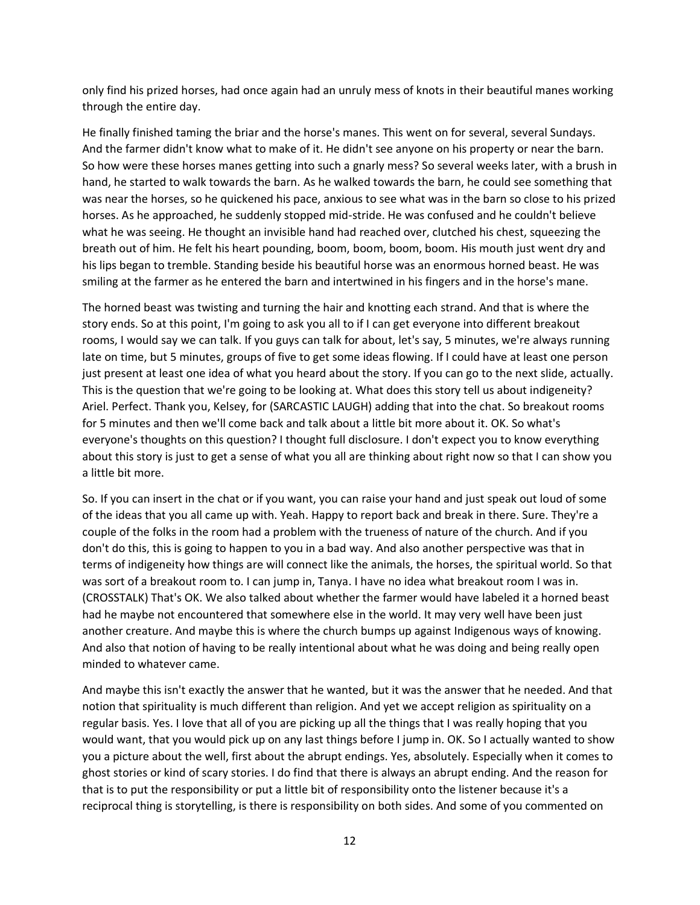only find his prized horses, had once again had an unruly mess of knots in their beautiful manes working through the entire day.

He finally finished taming the briar and the horse's manes. This went on for several, several Sundays. And the farmer didn't know what to make of it. He didn't see anyone on his property or near the barn. So how were these horses manes getting into such a gnarly mess? So several weeks later, with a brush in hand, he started to walk towards the barn. As he walked towards the barn, he could see something that was near the horses, so he quickened his pace, anxious to see what was in the barn so close to his prized horses. As he approached, he suddenly stopped mid-stride. He was confused and he couldn't believe what he was seeing. He thought an invisible hand had reached over, clutched his chest, squeezing the breath out of him. He felt his heart pounding, boom, boom, boom, boom. His mouth just went dry and his lips began to tremble. Standing beside his beautiful horse was an enormous horned beast. He was smiling at the farmer as he entered the barn and intertwined in his fingers and in the horse's mane.

The horned beast was twisting and turning the hair and knotting each strand. And that is where the story ends. So at this point, I'm going to ask you all to if I can get everyone into different breakout rooms, I would say we can talk. If you guys can talk for about, let's say, 5 minutes, we're always running late on time, but 5 minutes, groups of five to get some ideas flowing. If I could have at least one person just present at least one idea of what you heard about the story. If you can go to the next slide, actually. This is the question that we're going to be looking at. What does this story tell us about indigeneity? Ariel. Perfect. Thank you, Kelsey, for (SARCASTIC LAUGH) adding that into the chat. So breakout rooms for 5 minutes and then we'll come back and talk about a little bit more about it. OK. So what's everyone's thoughts on this question? I thought full disclosure. I don't expect you to know everything about this story is just to get a sense of what you all are thinking about right now so that I can show you a little bit more.

So. If you can insert in the chat or if you want, you can raise your hand and just speak out loud of some of the ideas that you all came up with. Yeah. Happy to report back and break in there. Sure. They're a couple of the folks in the room had a problem with the trueness of nature of the church. And if you don't do this, this is going to happen to you in a bad way. And also another perspective was that in terms of indigeneity how things are will connect like the animals, the horses, the spiritual world. So that was sort of a breakout room to. I can jump in, Tanya. I have no idea what breakout room I was in. (CROSSTALK) That's OK. We also talked about whether the farmer would have labeled it a horned beast had he maybe not encountered that somewhere else in the world. It may very well have been just another creature. And maybe this is where the church bumps up against Indigenous ways of knowing. And also that notion of having to be really intentional about what he was doing and being really open minded to whatever came.

And maybe this isn't exactly the answer that he wanted, but it was the answer that he needed. And that notion that spirituality is much different than religion. And yet we accept religion as spirituality on a regular basis. Yes. I love that all of you are picking up all the things that I was really hoping that you would want, that you would pick up on any last things before I jump in. OK. So I actually wanted to show you a picture about the well, first about the abrupt endings. Yes, absolutely. Especially when it comes to ghost stories or kind of scary stories. I do find that there is always an abrupt ending. And the reason for that is to put the responsibility or put a little bit of responsibility onto the listener because it's a reciprocal thing is storytelling, is there is responsibility on both sides. And some of you commented on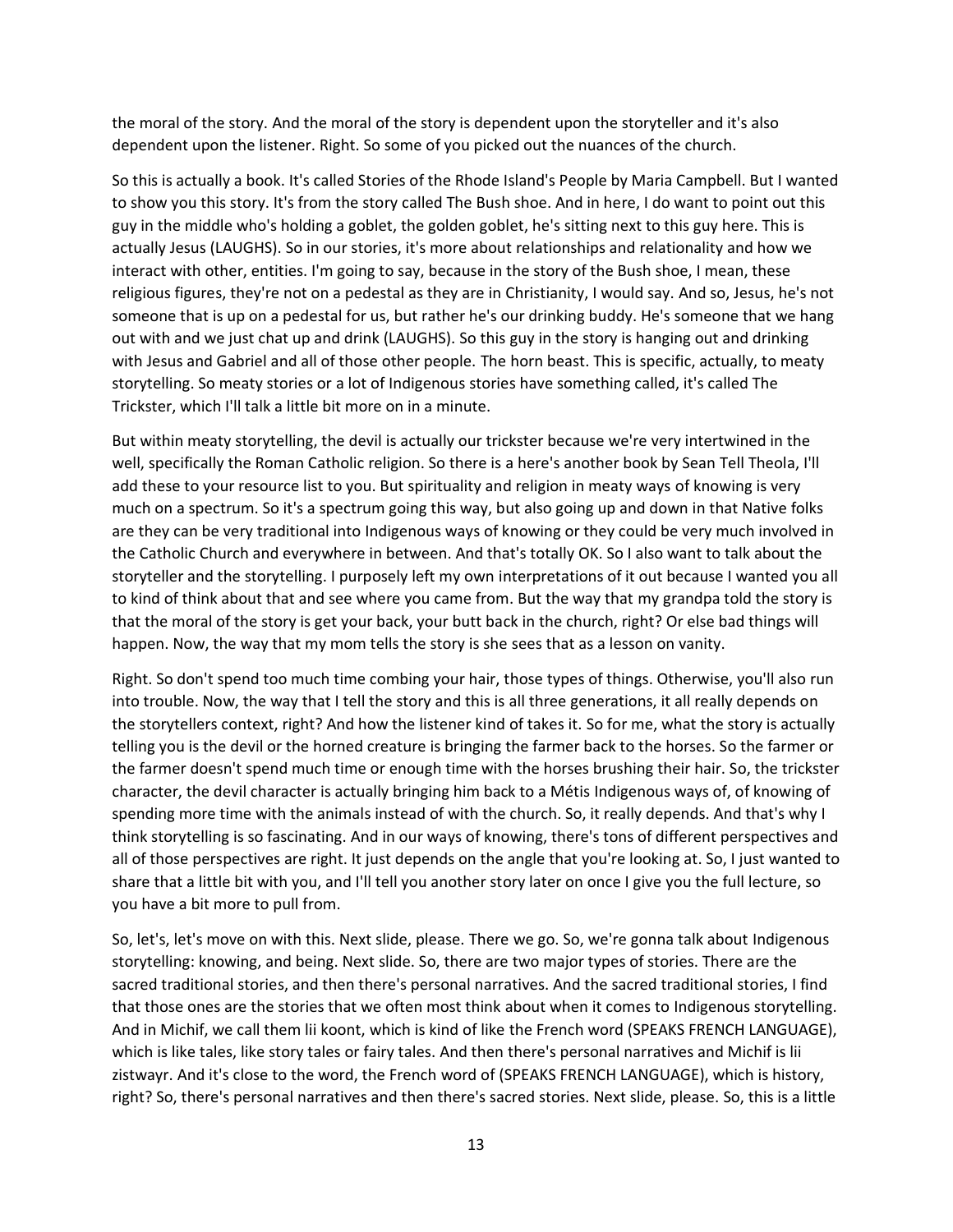the moral of the story. And the moral of the story is dependent upon the storyteller and it's also dependent upon the listener. Right. So some of you picked out the nuances of the church.

So this is actually a book. It's called Stories of the Rhode Island's People by Maria Campbell. But I wanted to show you this story. It's from the story called The Bush shoe. And in here, I do want to point out this guy in the middle who's holding a goblet, the golden goblet, he's sitting next to this guy here. This is actually Jesus (LAUGHS). So in our stories, it's more about relationships and relationality and how we interact with other, entities. I'm going to say, because in the story of the Bush shoe, I mean, these religious figures, they're not on a pedestal as they are in Christianity, I would say. And so, Jesus, he's not someone that is up on a pedestal for us, but rather he's our drinking buddy. He's someone that we hang out with and we just chat up and drink (LAUGHS). So this guy in the story is hanging out and drinking with Jesus and Gabriel and all of those other people. The horn beast. This is specific, actually, to meaty storytelling. So meaty stories or a lot of Indigenous stories have something called, it's called The Trickster, which I'll talk a little bit more on in a minute.

But within meaty storytelling, the devil is actually our trickster because we're very intertwined in the well, specifically the Roman Catholic religion. So there is a here's another book by Sean Tell Theola, I'll add these to your resource list to you. But spirituality and religion in meaty ways of knowing is very much on a spectrum. So it's a spectrum going this way, but also going up and down in that Native folks are they can be very traditional into Indigenous ways of knowing or they could be very much involved in the Catholic Church and everywhere in between. And that's totally OK. So I also want to talk about the storyteller and the storytelling. I purposely left my own interpretations of it out because I wanted you all to kind of think about that and see where you came from. But the way that my grandpa told the story is that the moral of the story is get your back, your butt back in the church, right? Or else bad things will happen. Now, the way that my mom tells the story is she sees that as a lesson on vanity.

Right. So don't spend too much time combing your hair, those types of things. Otherwise, you'll also run into trouble. Now, the way that I tell the story and this is all three generations, it all really depends on the storytellers context, right? And how the listener kind of takes it. So for me, what the story is actually telling you is the devil or the horned creature is bringing the farmer back to the horses. So the farmer or the farmer doesn't spend much time or enough time with the horses brushing their hair. So, the trickster character, the devil character is actually bringing him back to a Métis Indigenous ways of, of knowing of spending more time with the animals instead of with the church. So, it really depends. And that's why I think storytelling is so fascinating. And in our ways of knowing, there's tons of different perspectives and all of those perspectives are right. It just depends on the angle that you're looking at. So, I just wanted to share that a little bit with you, and I'll tell you another story later on once I give you the full lecture, so you have a bit more to pull from.

So, let's, let's move on with this. Next slide, please. There we go. So, we're gonna talk about Indigenous storytelling: knowing, and being. Next slide. So, there are two major types of stories. There are the sacred traditional stories, and then there's personal narratives. And the sacred traditional stories, I find that those ones are the stories that we often most think about when it comes to Indigenous storytelling. And in Michif, we call them lii koont, which is kind of like the French word (SPEAKS FRENCH LANGUAGE), which is like tales, like story tales or fairy tales. And then there's personal narratives and Michif is lii zistwayr. And it's close to the word, the French word of (SPEAKS FRENCH LANGUAGE), which is history, right? So, there's personal narratives and then there's sacred stories. Next slide, please. So, this is a little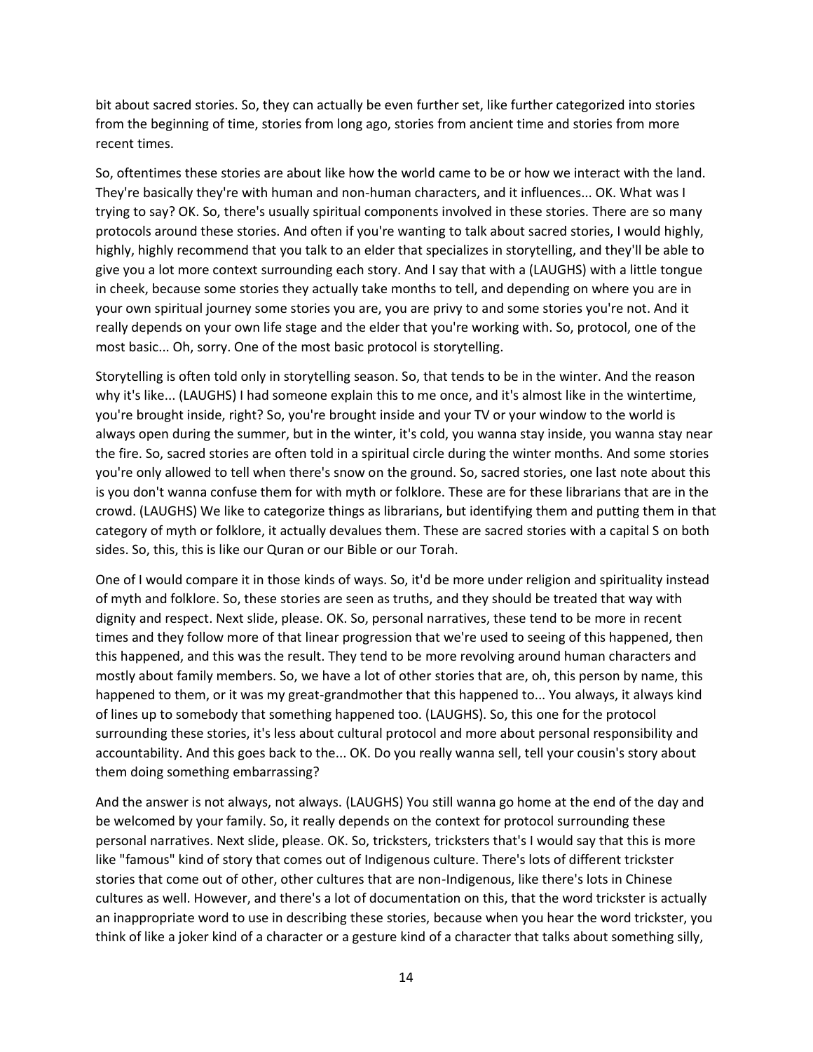bit about sacred stories. So, they can actually be even further set, like further categorized into stories from the beginning of time, stories from long ago, stories from ancient time and stories from more recent times.

So, oftentimes these stories are about like how the world came to be or how we interact with the land. They're basically they're with human and non-human characters, and it influences... OK. What was I trying to say? OK. So, there's usually spiritual components involved in these stories. There are so many protocols around these stories. And often if you're wanting to talk about sacred stories, I would highly, highly, highly recommend that you talk to an elder that specializes in storytelling, and they'll be able to give you a lot more context surrounding each story. And I say that with a (LAUGHS) with a little tongue in cheek, because some stories they actually take months to tell, and depending on where you are in your own spiritual journey some stories you are, you are privy to and some stories you're not. And it really depends on your own life stage and the elder that you're working with. So, protocol, one of the most basic... Oh, sorry. One of the most basic protocol is storytelling.

Storytelling is often told only in storytelling season. So, that tends to be in the winter. And the reason why it's like... (LAUGHS) I had someone explain this to me once, and it's almost like in the wintertime, you're brought inside, right? So, you're brought inside and your TV or your window to the world is always open during the summer, but in the winter, it's cold, you wanna stay inside, you wanna stay near the fire. So, sacred stories are often told in a spiritual circle during the winter months. And some stories you're only allowed to tell when there's snow on the ground. So, sacred stories, one last note about this is you don't wanna confuse them for with myth or folklore. These are for these librarians that are in the crowd. (LAUGHS) We like to categorize things as librarians, but identifying them and putting them in that category of myth or folklore, it actually devalues them. These are sacred stories with a capital S on both sides. So, this, this is like our Quran or our Bible or our Torah.

One of I would compare it in those kinds of ways. So, it'd be more under religion and spirituality instead of myth and folklore. So, these stories are seen as truths, and they should be treated that way with dignity and respect. Next slide, please. OK. So, personal narratives, these tend to be more in recent times and they follow more of that linear progression that we're used to seeing of this happened, then this happened, and this was the result. They tend to be more revolving around human characters and mostly about family members. So, we have a lot of other stories that are, oh, this person by name, this happened to them, or it was my great-grandmother that this happened to... You always, it always kind of lines up to somebody that something happened too. (LAUGHS). So, this one for the protocol surrounding these stories, it's less about cultural protocol and more about personal responsibility and accountability. And this goes back to the... OK. Do you really wanna sell, tell your cousin's story about them doing something embarrassing?

And the answer is not always, not always. (LAUGHS) You still wanna go home at the end of the day and be welcomed by your family. So, it really depends on the context for protocol surrounding these personal narratives. Next slide, please. OK. So, tricksters, tricksters that's I would say that this is more like "famous" kind of story that comes out of Indigenous culture. There's lots of different trickster stories that come out of other, other cultures that are non-Indigenous, like there's lots in Chinese cultures as well. However, and there's a lot of documentation on this, that the word trickster is actually an inappropriate word to use in describing these stories, because when you hear the word trickster, you think of like a joker kind of a character or a gesture kind of a character that talks about something silly,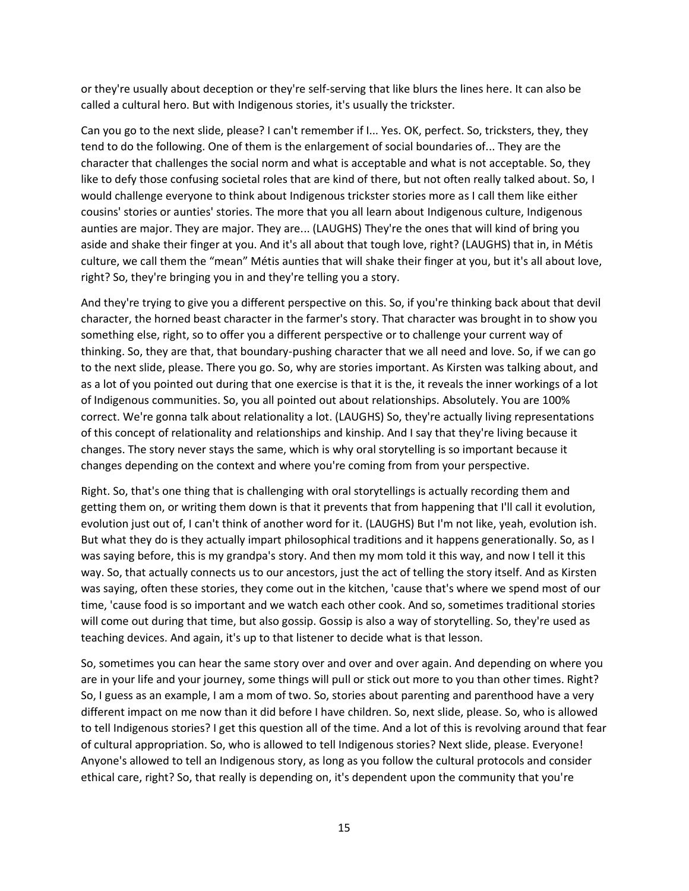or they're usually about deception or they're self-serving that like blurs the lines here. It can also be called a cultural hero. But with Indigenous stories, it's usually the trickster.

Can you go to the next slide, please? I can't remember if I... Yes. OK, perfect. So, tricksters, they, they tend to do the following. One of them is the enlargement of social boundaries of... They are the character that challenges the social norm and what is acceptable and what is not acceptable. So, they like to defy those confusing societal roles that are kind of there, but not often really talked about. So, I would challenge everyone to think about Indigenous trickster stories more as I call them like either cousins' stories or aunties' stories. The more that you all learn about Indigenous culture, Indigenous aunties are major. They are major. They are... (LAUGHS) They're the ones that will kind of bring you aside and shake their finger at you. And it's all about that tough love, right? (LAUGHS) that in, in Métis culture, we call them the "mean" Métis aunties that will shake their finger at you, but it's all about love, right? So, they're bringing you in and they're telling you a story.

And they're trying to give you a different perspective on this. So, if you're thinking back about that devil character, the horned beast character in the farmer's story. That character was brought in to show you something else, right, so to offer you a different perspective or to challenge your current way of thinking. So, they are that, that boundary-pushing character that we all need and love. So, if we can go to the next slide, please. There you go. So, why are stories important. As Kirsten was talking about, and as a lot of you pointed out during that one exercise is that it is the, it reveals the inner workings of a lot of Indigenous communities. So, you all pointed out about relationships. Absolutely. You are 100% correct. We're gonna talk about relationality a lot. (LAUGHS) So, they're actually living representations of this concept of relationality and relationships and kinship. And I say that they're living because it changes. The story never stays the same, which is why oral storytelling is so important because it changes depending on the context and where you're coming from from your perspective.

Right. So, that's one thing that is challenging with oral storytellings is actually recording them and getting them on, or writing them down is that it prevents that from happening that I'll call it evolution, evolution just out of, I can't think of another word for it. (LAUGHS) But I'm not like, yeah, evolution ish. But what they do is they actually impart philosophical traditions and it happens generationally. So, as I was saying before, this is my grandpa's story. And then my mom told it this way, and now I tell it this way. So, that actually connects us to our ancestors, just the act of telling the story itself. And as Kirsten was saying, often these stories, they come out in the kitchen, 'cause that's where we spend most of our time, 'cause food is so important and we watch each other cook. And so, sometimes traditional stories will come out during that time, but also gossip. Gossip is also a way of storytelling. So, they're used as teaching devices. And again, it's up to that listener to decide what is that lesson.

So, sometimes you can hear the same story over and over and over again. And depending on where you are in your life and your journey, some things will pull or stick out more to you than other times. Right? So, I guess as an example, I am a mom of two. So, stories about parenting and parenthood have a very different impact on me now than it did before I have children. So, next slide, please. So, who is allowed to tell Indigenous stories? I get this question all of the time. And a lot of this is revolving around that fear of cultural appropriation. So, who is allowed to tell Indigenous stories? Next slide, please. Everyone! Anyone's allowed to tell an Indigenous story, as long as you follow the cultural protocols and consider ethical care, right? So, that really is depending on, it's dependent upon the community that you're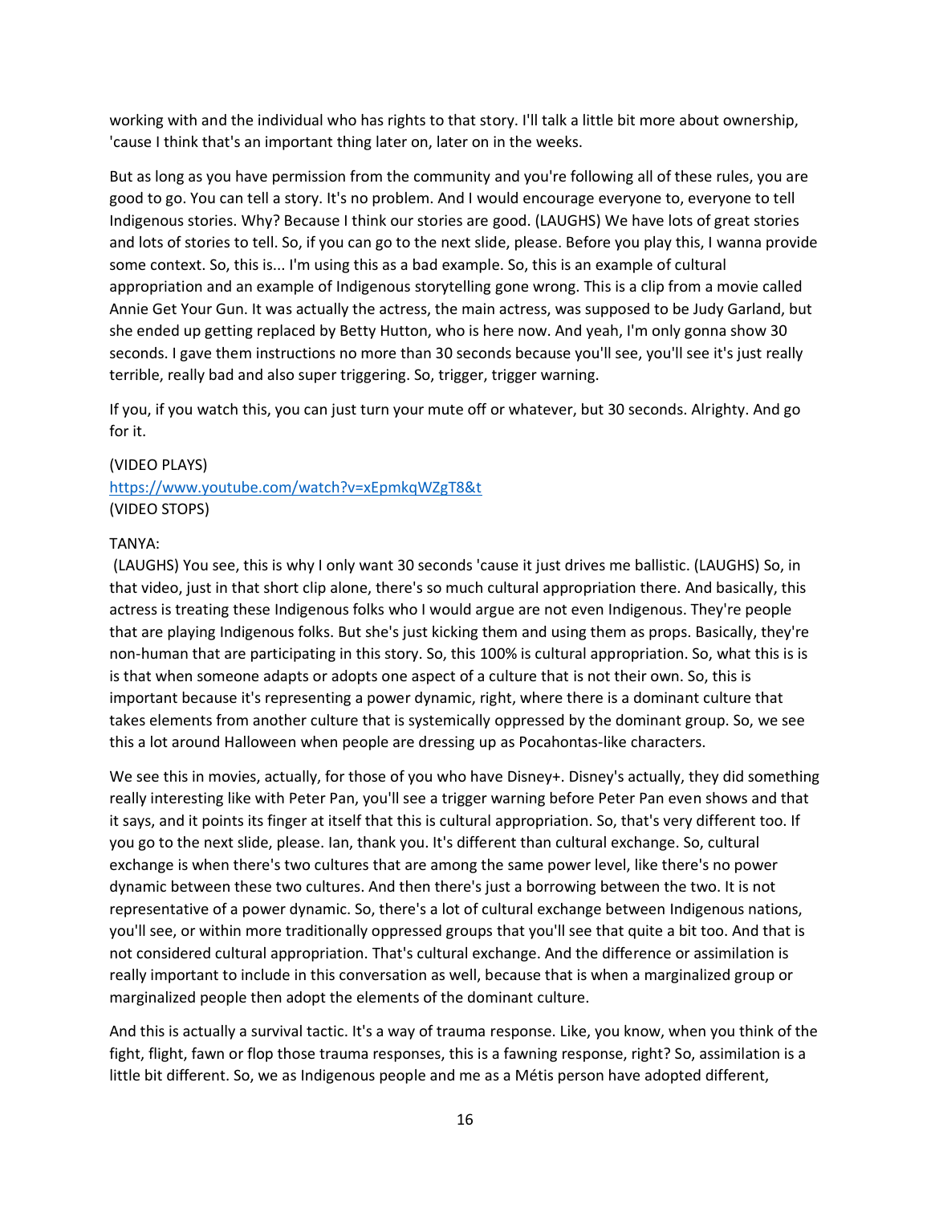working with and the individual who has rights to that story. I'll talk a little bit more about ownership, 'cause I think that's an important thing later on, later on in the weeks.

But as long as you have permission from the community and you're following all of these rules, you are good to go. You can tell a story. It's no problem. And I would encourage everyone to, everyone to tell Indigenous stories. Why? Because I think our stories are good. (LAUGHS) We have lots of great stories and lots of stories to tell. So, if you can go to the next slide, please. Before you play this, I wanna provide some context. So, this is... I'm using this as a bad example. So, this is an example of cultural appropriation and an example of Indigenous storytelling gone wrong. This is a clip from a movie called Annie Get Your Gun. It was actually the actress, the main actress, was supposed to be Judy Garland, but she ended up getting replaced by Betty Hutton, who is here now. And yeah, I'm only gonna show 30 seconds. I gave them instructions no more than 30 seconds because you'll see, you'll see it's just really terrible, really bad and also super triggering. So, trigger, trigger warning.

If you, if you watch this, you can just turn your mute off or whatever, but 30 seconds. Alrighty. And go for it.

(VIDEO PLAYS)
[https://www.youtube.com/watch?v=xEpmkqWZgT8&t](https://www.youtube.com/watch?v=xEpmkqWZgT8&t)
(VIDEO STOPS)

TANYA:
(LAUGHS) You see, this is why I only want 30 seconds 'cause it just drives me ballistic. (LAUGHS) So, in that video, just in that short clip alone, there's so much cultural appropriation there. And basically, this actress is treating these Indigenous folks who I would argue are not even Indigenous. They're people that are playing Indigenous folks. But she's just kicking them and using them as props. Basically, they're non-human that are participating in this story. So, this 100% is cultural appropriation. So, what this is is is that when someone adapts or adopts one aspect of a culture that is not their own. So, this is important because it's representing a power dynamic, right, where there is a dominant culture that takes elements from another culture that is systemically oppressed by the dominant group. So, we see this a lot around Halloween when people are dressing up as Pocahontas-like characters.

We see this in movies, actually, for those of you who have Disney+. Disney's actually, they did something really interesting like with Peter Pan, you'll see a trigger warning before Peter Pan even shows and that it says, and it points its finger at itself that this is cultural appropriation. So, that's very different too. If you go to the next slide, please. Ian, thank you. It's different than cultural exchange. So, cultural exchange is when there's two cultures that are among the same power level, like there's no power dynamic between these two cultures. And then there's just a borrowing between the two. It is not representative of a power dynamic. So, there's a lot of cultural exchange between Indigenous nations, you'll see, or within more traditionally oppressed groups that you'll see that quite a bit too. And that is not considered cultural appropriation. That's cultural exchange. And the difference or assimilation is really important to include in this conversation as well, because that is when a marginalized group or marginalized people then adopt the elements of the dominant culture.

And this is actually a survival tactic. It's a way of trauma response. Like, you know, when you think of the fight, flight, fawn or flop those trauma responses, this is a fawning response, right? So, assimilation is a little bit different. So, we as Indigenous people and me as a Métis person have adopted different,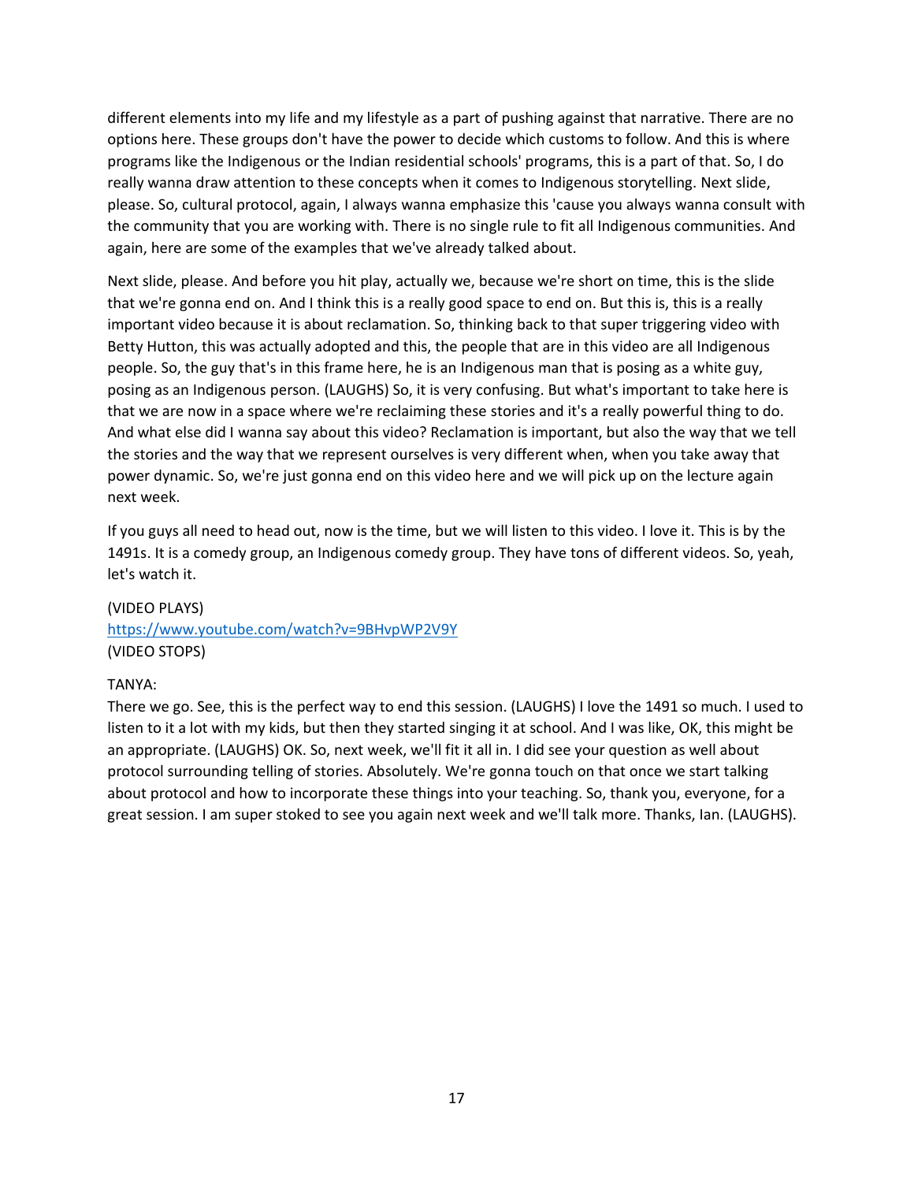different elements into my life and my lifestyle as a part of pushing against that narrative. There are no options here. These groups don't have the power to decide which customs to follow. And this is where programs like the Indigenous or the Indian residential schools' programs, this is a part of that. So, I do really wanna draw attention to these concepts when it comes to Indigenous storytelling. Next slide, please. So, cultural protocol, again, I always wanna emphasize this 'cause you always wanna consult with the community that you are working with. There is no single rule to fit all Indigenous communities. And again, here are some of the examples that we've already talked about.

Next slide, please. And before you hit play, actually we, because we're short on time, this is the slide that we're gonna end on. And I think this is a really good space to end on. But this is, this is a really important video because it is about reclamation. So, thinking back to that super triggering video with Betty Hutton, this was actually adopted and this, the people that are in this video are all Indigenous people. So, the guy that's in this frame here, he is an Indigenous man that is posing as a white guy, posing as an Indigenous person. (LAUGHS) So, it is very confusing. But what's important to take here is that we are now in a space where we're reclaiming these stories and it's a really powerful thing to do. And what else did I wanna say about this video? Reclamation is important, but also the way that we tell the stories and the way that we represent ourselves is very different when, when you take away that power dynamic. So, we're just gonna end on this video here and we will pick up on the lecture again next week.

If you guys all need to head out, now is the time, but we will listen to this video. I love it. This is by the 1491s. It is a comedy group, an Indigenous comedy group. They have tons of different videos. So, yeah, let's watch it.

(VIDEO PLAYS)
https://www.youtube.com/watch?v=9BHvpWP2V9Y
(VIDEO STOPS)

TANYA:
There we go. See, this is the perfect way to end this session. (LAUGHS) I love the 1491 so much. I used to listen to it a lot with my kids, but then they started singing it at school. And I was like, OK, this might be an appropriate. (LAUGHS) OK. So, next week, we'll fit it all in. I did see your question as well about protocol surrounding telling of stories. Absolutely. We're gonna touch on that once we start talking about protocol and how to incorporate these things into your teaching. So, thank you, everyone, for a great session. I am super stoked to see you again next week and we'll talk more. Thanks, Ian. (LAUGHS).